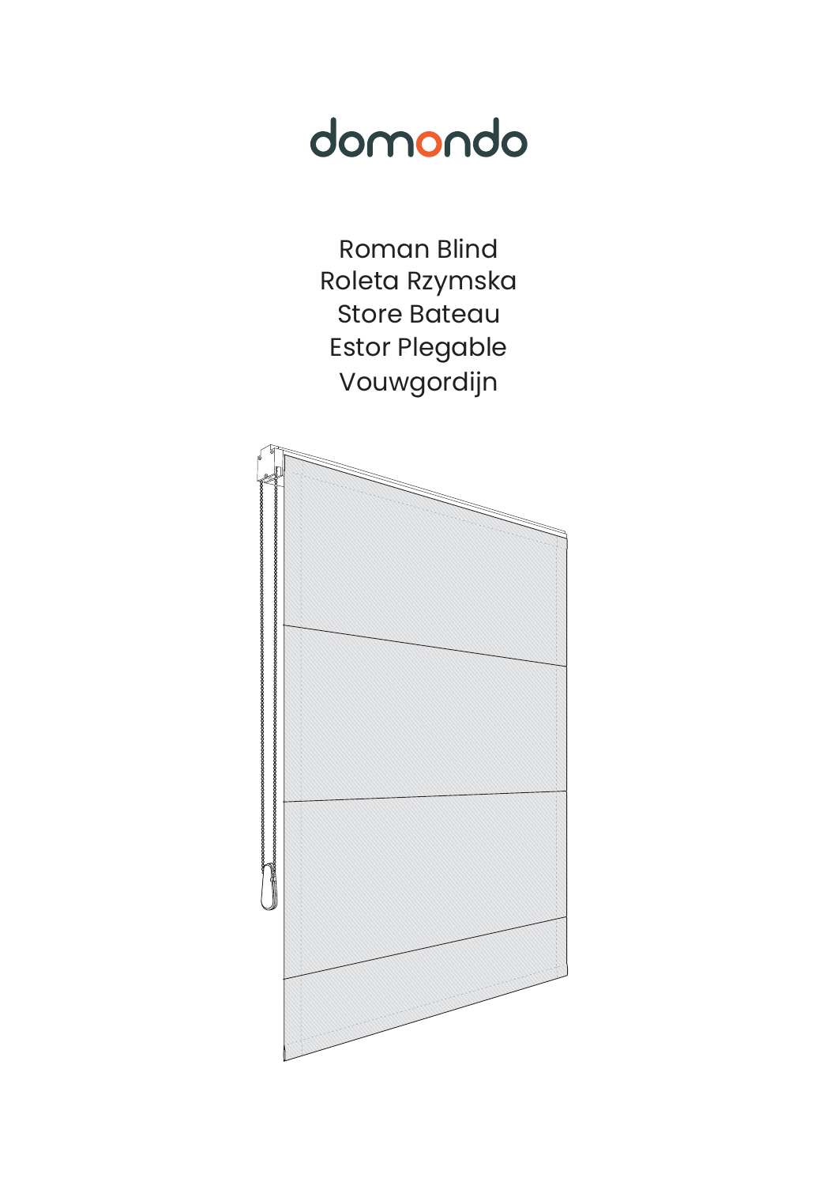# domondo

Roman Blind
Roleta Rzymska
Store Bateau
Estor Plegable
Vouwgordijn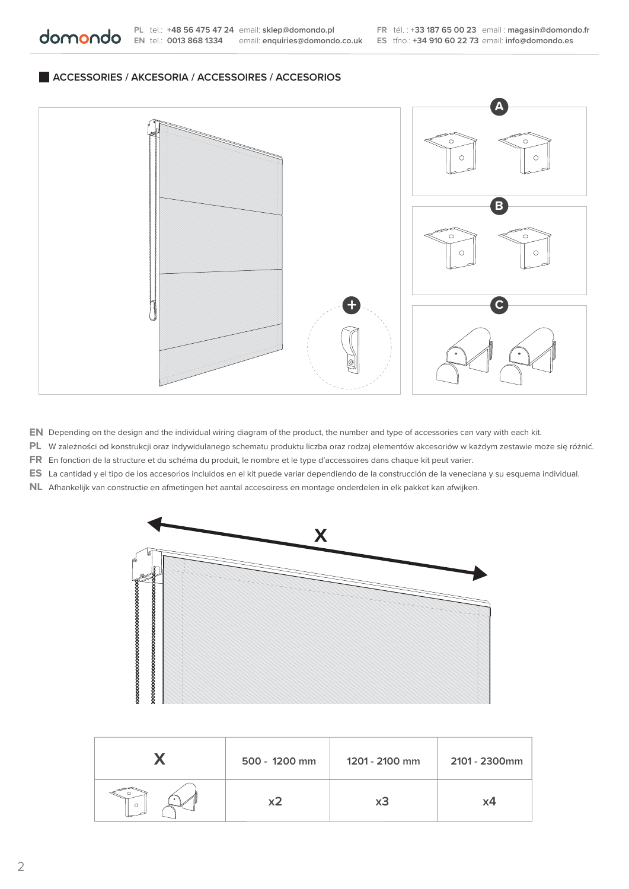## ACCESSORIES / AKCESORIA / ACCESSOIRES / ACCESORIOS

A

B

C

**EN** Depending on the design and the individual wiring diagram of the product, the number and type of accessories can vary with each kit.

**PL** W zależności od konstrukcji oraz indywidulanego schematu produktu liczba oraz rodzaj elementów akcesoriów w każdym zestawie może się różnić.

**FR** En fonction de la structure et du schéma du produit, le nombre et le type d'accessoires dans chaque kit peut varier.

**ES** La cantidad y el tipo de los accesorios incluidos en el kit puede variar dependiendo de la construcción de la veneciana y su esquema individual.

**NL** Afhankelijk van constructie en afmetingen het aantal accesoiress en montage onderdelen in elk pakket kan afwijken.

X

| X | 500 - 1200 mm | 1201 - 2100 mm | 2101 - 2300mm |
|---|---|---|---|
| | x2 | x3 | x4 |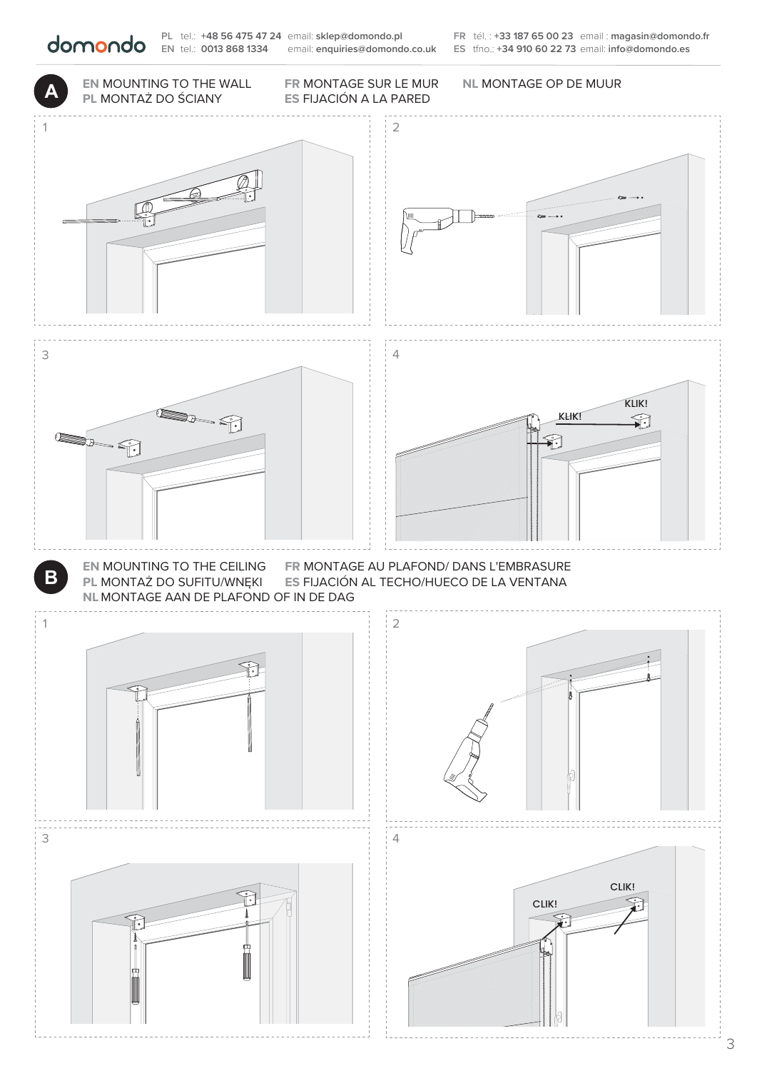**domondo**

PL tel.: **+48 56 475 47 24** email: **sklep@domondo.pl**
EN tel.: **0013 868 1334** email: **enquiries@domondo.co.uk**
FR tél. : **+33 187 65 00 23** email : **magasin@domondo.fr**
ES tfno.: **+34 910 60 22 73** email: **info@domondo.es**

## A

**EN** MOUNTING TO THE WALL
**PL** MONTAŻ DO ŚCIANY
**FR** MONTAGE SUR LE MUR
**ES** FIJACIÓN A LA PARED
**NL** MONTAGE OP DE MUUR

1

2

3

4

KLIK!

KLIK!

## B

**EN** MOUNTING TO THE CEILING
**PL** MONTAŻ DO SUFITU/WNĘKI
**NL** MONTAGE AAN DE PLAFOND OF IN DE DAG
**FR** MONTAGE AU PLAFOND/ DANS L'EMBRASURE
**ES** FIJACIÓN AL TECHO/HUECO DE LA VENTANA

1

2

3

4

CLIK!

CLIK!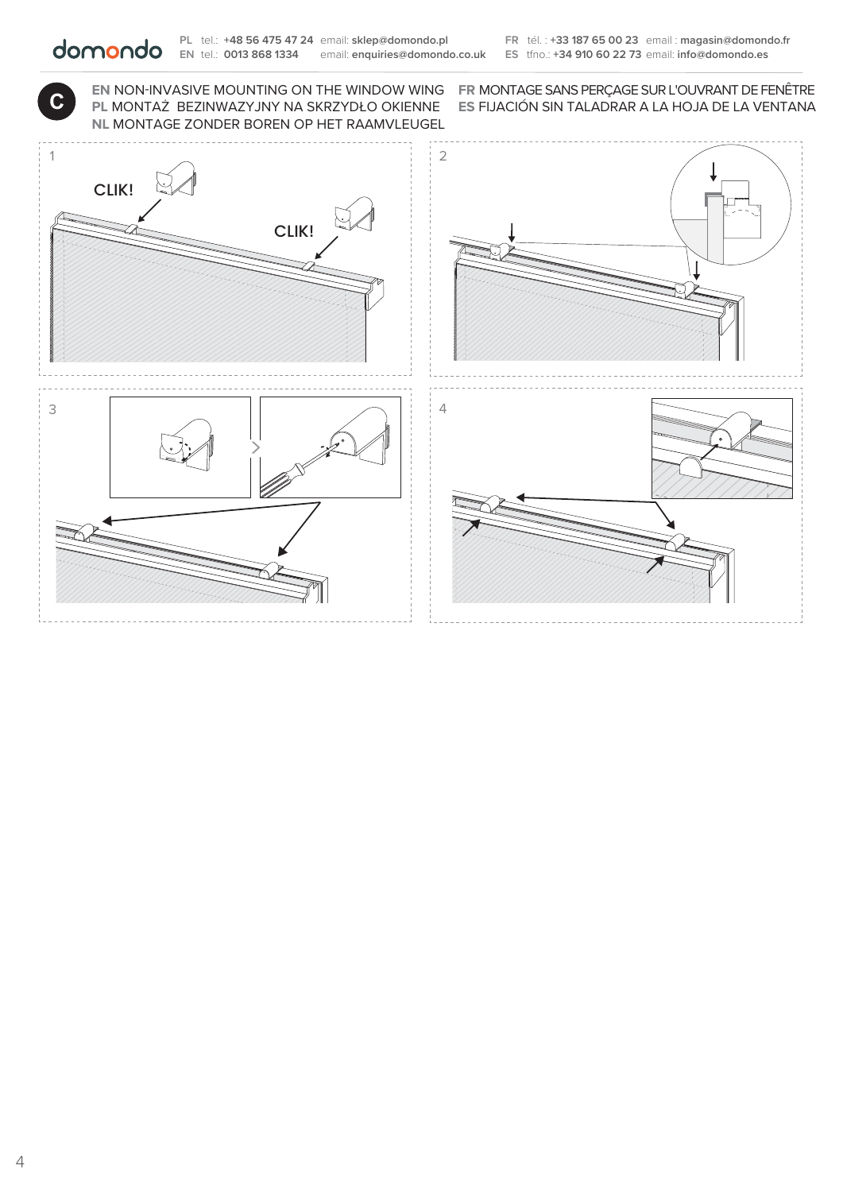**C**

**EN** NON-INVASIVE MOUNTING ON THE WINDOW WING
**PL** MONTAŻ BEZINWAZYJNY NA SKRZYDŁO OKIENNE
**NL** MONTAGE ZONDER BOREN OP HET RAAMVLEUGEL
**FR** MONTAGE SANS PERÇAGE SUR L'OUVRANT DE FENÊTRE
**ES** FIJACIÓN SIN TALADRAR A LA HOJA DE LA VENTANA

1

CLIK!

CLIK!

2

3

4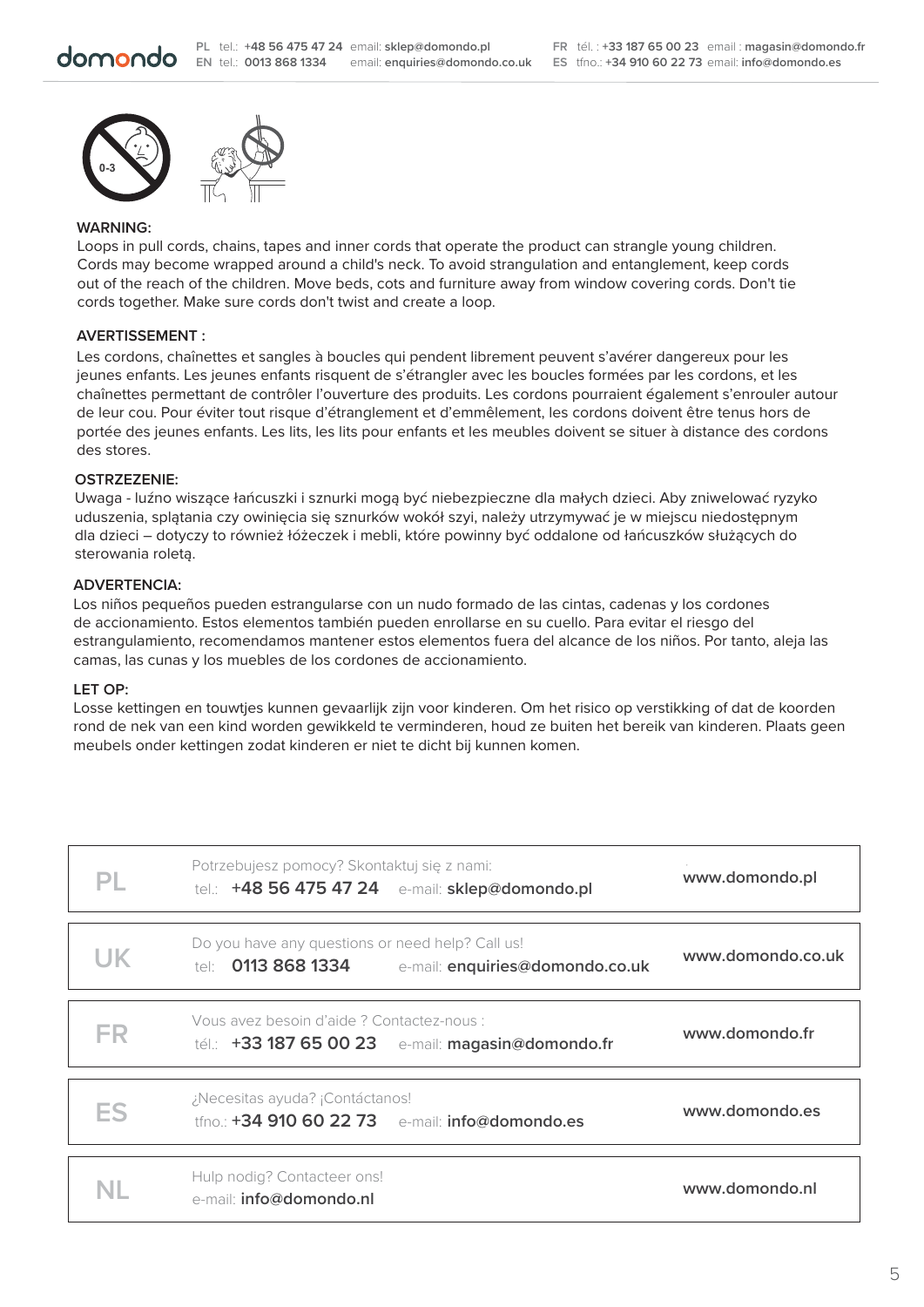**WARNING:**

Loops in pull cords, chains, tapes and inner cords that operate the product can strangle young children. Cords may become wrapped around a child's neck. To avoid strangulation and entanglement, keep cords out of the reach of the children. Move beds, cots and furniture away from window covering cords. Don't tie cords together. Make sure cords don't twist and create a loop.

**AVERTISSEMENT :**

Les cordons, chaînettes et sangles à boucles qui pendent librement peuvent s'avérer dangereux pour les jeunes enfants. Les jeunes enfants risquent de s'étrangler avec les boucles formées par les cordons, et les chaînettes permettant de contrôler l'ouverture des produits. Les cordons pourraient également s'enrouler autour de leur cou. Pour éviter tout risque d'étranglement et d'emmêlement, les cordons doivent être tenus hors de portée des jeunes enfants. Les lits, les lits pour enfants et les meubles doivent se situer à distance des cordons des stores.

**OSTRZEZENIE:**

Uwaga - luźno wiszące łańcuszki i sznurki mogą być niebezpieczne dla małych dzieci. Aby zniwelować ryzyko uduszenia, splątania czy owinięcia się sznurków wokół szyi, należy utrzymywać je w miejscu niedostępnym dla dzieci – dotyczy to również łóżeczek i mebli, które powinny być oddalone od łańcuszków służących do sterowania roletą.

**ADVERTENCIA:**

Los niños pequeños pueden estrangularse con un nudo formado de las cintas, cadenas y los cordones de accionamiento. Estos elementos también pueden enrollarse en su cuello. Para evitar el riesgo del estrangulamiento, recomendamos mantener estos elementos fuera del alcance de los niños. Por tanto, aleja las camas, las cunas y los muebles de los cordones de accionamiento.

**LET OP:**

Losse kettingen en touwtjes kunnen gevaarlijk zijn voor kinderen. Om het risico op verstikking of dat de koorden rond de nek van een kind worden gewikkeld te verminderen, houd ze buiten het bereik van kinderen. Plaats geen meubels onder kettingen zodat kinderen er niet te dicht bij kunnen komen.

| | | |
|---|---|---|
| PL | Potrzebujesz pomocy? Skontaktuj się z nami: tel.: **+48 56 475 47 24** e-mail: **sklep@domondo.pl** | **www.domondo.pl** |
| UK | Do you have any questions or need help? Call us! tel: **0113 868 1334** e-mail: **enquiries@domondo.co.uk** | **www.domondo.co.uk** |
| FR | Vous avez besoin d'aide ? Contactez-nous : tél.: **+33 187 65 00 23** e-mail: **magasin@domondo.fr** | **www.domondo.fr** |
| ES | ¿Necesitas ayuda? ¡Contáctanos! tfno.: **+34 910 60 22 73** e-mail: **info@domondo.es** | **www.domondo.es** |
| NL | Hulp nodig? Contacteer ons! e-mail: **info@domondo.nl** | **www.domondo.nl** |